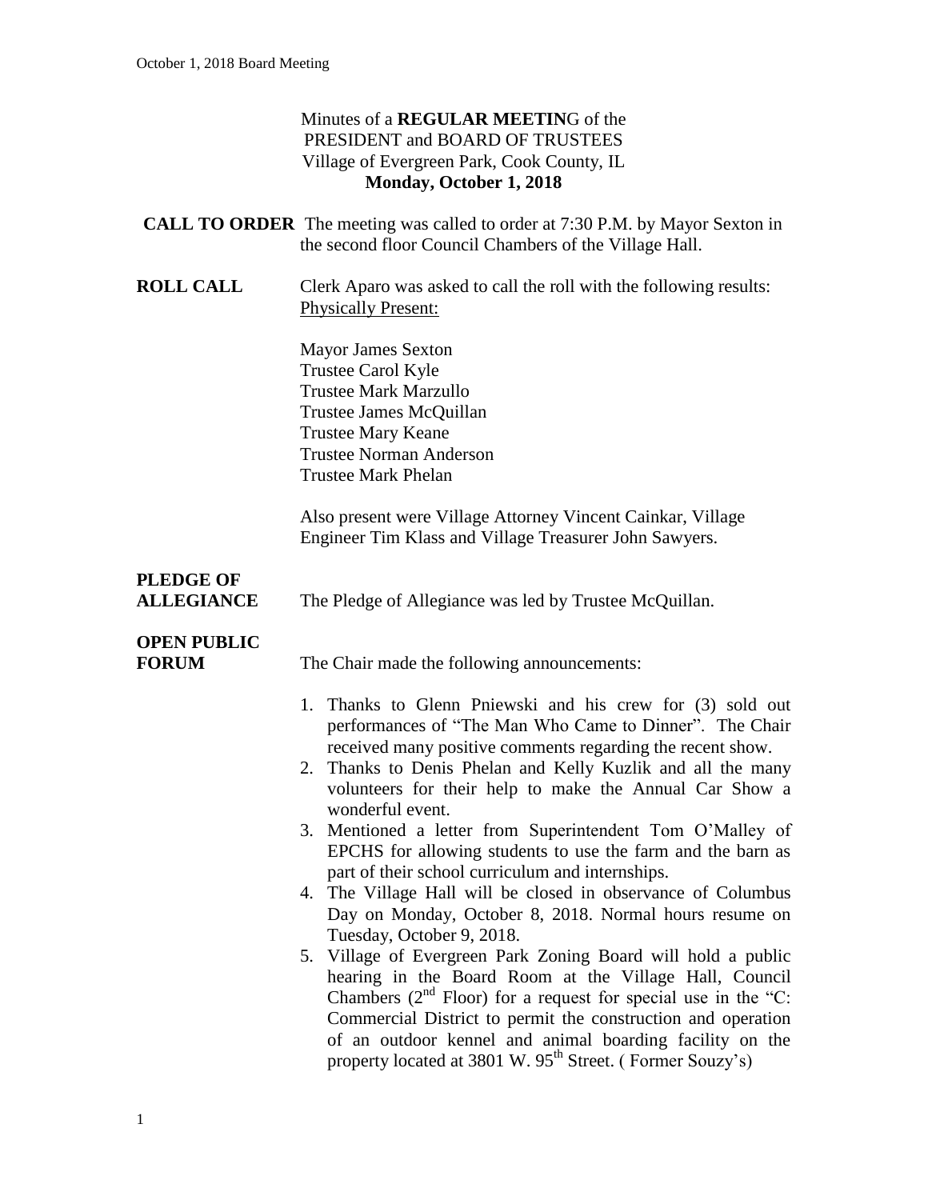Minutes of a **REGULAR MEETIN**G of the
PRESIDENT and BOARD OF TRUSTEES
Village of Evergreen Park, Cook County, IL
**Monday, October 1, 2018**

**CALL TO ORDER** The meeting was called to order at 7:30 P.M. by Mayor Sexton in the second floor Council Chambers of the Village Hall.

**ROLL CALL** Clerk Aparo was asked to call the roll with the following results:
Physically Present:

Mayor James Sexton
Trustee Carol Kyle
Trustee Mark Marzullo
Trustee James McQuillan
Trustee Mary Keane
Trustee Norman Anderson
Trustee Mark Phelan

Also present were Village Attorney Vincent Cainkar, Village Engineer Tim Klass and Village Treasurer John Sawyers.

**PLEDGE OF ALLEGIANCE** The Pledge of Allegiance was led by Trustee McQuillan.

**OPEN PUBLIC FORUM** The Chair made the following announcements:

1. Thanks to Glenn Pniewski and his crew for (3) sold out performances of "The Man Who Came to Dinner". The Chair received many positive comments regarding the recent show.
2. Thanks to Denis Phelan and Kelly Kuzlik and all the many volunteers for their help to make the Annual Car Show a wonderful event.
3. Mentioned a letter from Superintendent Tom O'Malley of EPCHS for allowing students to use the farm and the barn as part of their school curriculum and internships.
4. The Village Hall will be closed in observance of Columbus Day on Monday, October 8, 2018. Normal hours resume on Tuesday, October 9, 2018.
5. Village of Evergreen Park Zoning Board will hold a public hearing in the Board Room at the Village Hall, Council Chambers (2nd Floor) for a request for special use in the "C: Commercial District to permit the construction and operation of an outdoor kennel and animal boarding facility on the property located at 3801 W. 95th Street. ( Former Souzy's)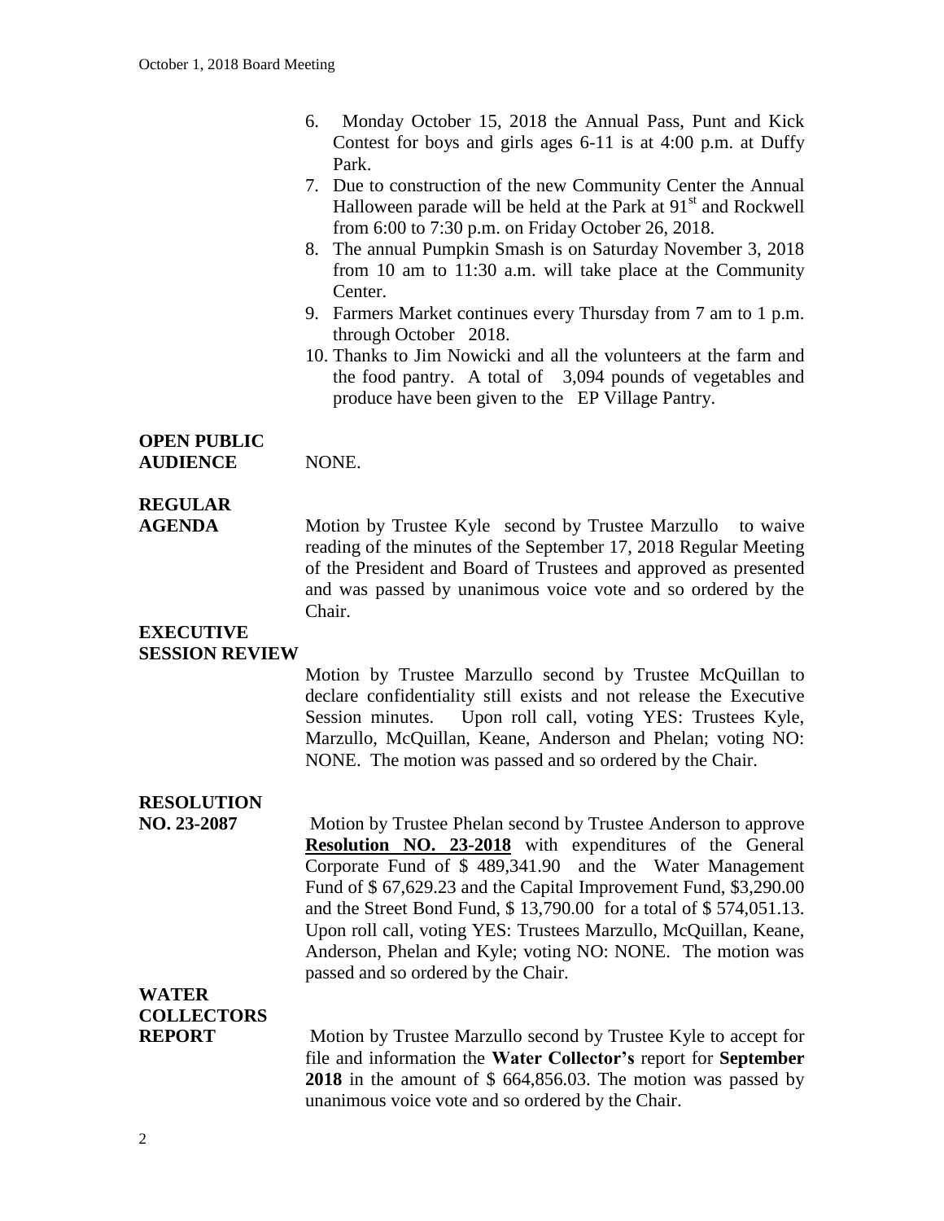6. Monday October 15, 2018 the Annual Pass, Punt and Kick Contest for boys and girls ages 6-11 is at 4:00 p.m. at Duffy Park.
7. Due to construction of the new Community Center the Annual Halloween parade will be held at the Park at 91st and Rockwell from 6:00 to 7:30 p.m. on Friday October 26, 2018.
8. The annual Pumpkin Smash is on Saturday November 3, 2018 from 10 am to 11:30 a.m. will take place at the Community Center.
9. Farmers Market continues every Thursday from 7 am to 1 p.m. through October 2018.
10. Thanks to Jim Nowicki and all the volunteers at the farm and the food pantry. A total of 3,094 pounds of vegetables and produce have been given to the EP Village Pantry.

**OPEN PUBLIC AUDIENCE**

NONE.

**REGULAR AGENDA**

Motion by Trustee Kyle second by Trustee Marzullo to waive reading of the minutes of the September 17, 2018 Regular Meeting of the President and Board of Trustees and approved as presented and was passed by unanimous voice vote and so ordered by the Chair.

**EXECUTIVE SESSION REVIEW**

Motion by Trustee Marzullo second by Trustee McQuillan to declare confidentiality still exists and not release the Executive Session minutes. Upon roll call, voting YES: Trustees Kyle, Marzullo, McQuillan, Keane, Anderson and Phelan; voting NO: NONE. The motion was passed and so ordered by the Chair.

**RESOLUTION NO. 23-2087**

Motion by Trustee Phelan second by Trustee Anderson to approve **Resolution NO. 23-2018** with expenditures of the General Corporate Fund of $ 489,341.90 and the Water Management Fund of $ 67,629.23 and the Capital Improvement Fund, $3,290.00 and the Street Bond Fund, $ 13,790.00 for a total of $ 574,051.13. Upon roll call, voting YES: Trustees Marzullo, McQuillan, Keane, Anderson, Phelan and Kyle; voting NO: NONE. The motion was passed and so ordered by the Chair.

**WATER COLLECTORS REPORT**

Motion by Trustee Marzullo second by Trustee Kyle to accept for file and information the **Water Collector's** report for **September 2018** in the amount of $ 664,856.03. The motion was passed by unanimous voice vote and so ordered by the Chair.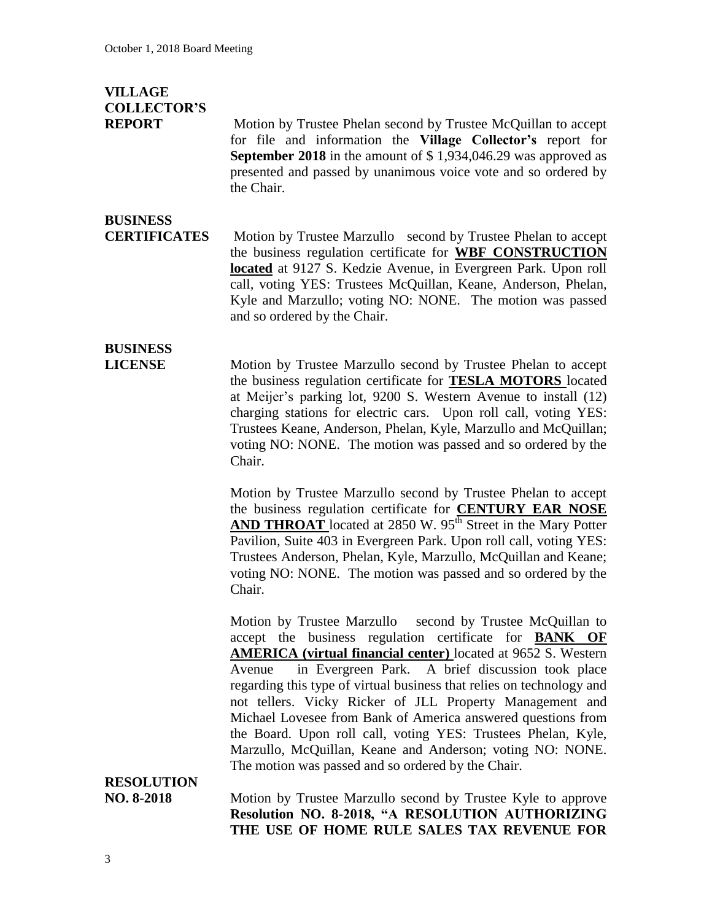**VILLAGE COLLECTOR'S REPORT**

Motion by Trustee Phelan second by Trustee McQuillan to accept for file and information the **Village Collector's** report for **September 2018** in the amount of $ 1,934,046.29 was approved as presented and passed by unanimous voice vote and so ordered by the Chair.

**BUSINESS CERTIFICATES**

Motion by Trustee Marzullo second by Trustee Phelan to accept the business regulation certificate for **WBF CONSTRUCTION located** at 9127 S. Kedzie Avenue, in Evergreen Park. Upon roll call, voting YES: Trustees McQuillan, Keane, Anderson, Phelan, Kyle and Marzullo; voting NO: NONE. The motion was passed and so ordered by the Chair.

**BUSINESS LICENSE**

Motion by Trustee Marzullo second by Trustee Phelan to accept the business regulation certificate for **TESLA MOTORS** located at Meijer's parking lot, 9200 S. Western Avenue to install (12) charging stations for electric cars. Upon roll call, voting YES: Trustees Keane, Anderson, Phelan, Kyle, Marzullo and McQuillan; voting NO: NONE. The motion was passed and so ordered by the Chair.

Motion by Trustee Marzullo second by Trustee Phelan to accept the business regulation certificate for **CENTURY EAR NOSE AND THROAT** located at 2850 W. 95th Street in the Mary Potter Pavilion, Suite 403 in Evergreen Park. Upon roll call, voting YES: Trustees Anderson, Phelan, Kyle, Marzullo, McQuillan and Keane; voting NO: NONE. The motion was passed and so ordered by the Chair.

Motion by Trustee Marzullo second by Trustee McQuillan to accept the business regulation certificate for **BANK OF AMERICA (virtual financial center)** located at 9652 S. Western Avenue in Evergreen Park. A brief discussion took place regarding this type of virtual business that relies on technology and not tellers. Vicky Ricker of JLL Property Management and Michael Lovesee from Bank of America answered questions from the Board. Upon roll call, voting YES: Trustees Phelan, Kyle, Marzullo, McQuillan, Keane and Anderson; voting NO: NONE. The motion was passed and so ordered by the Chair.

**RESOLUTION NO. 8-2018**

Motion by Trustee Marzullo second by Trustee Kyle to approve **Resolution NO. 8-2018, "A RESOLUTION AUTHORIZING THE USE OF HOME RULE SALES TAX REVENUE FOR**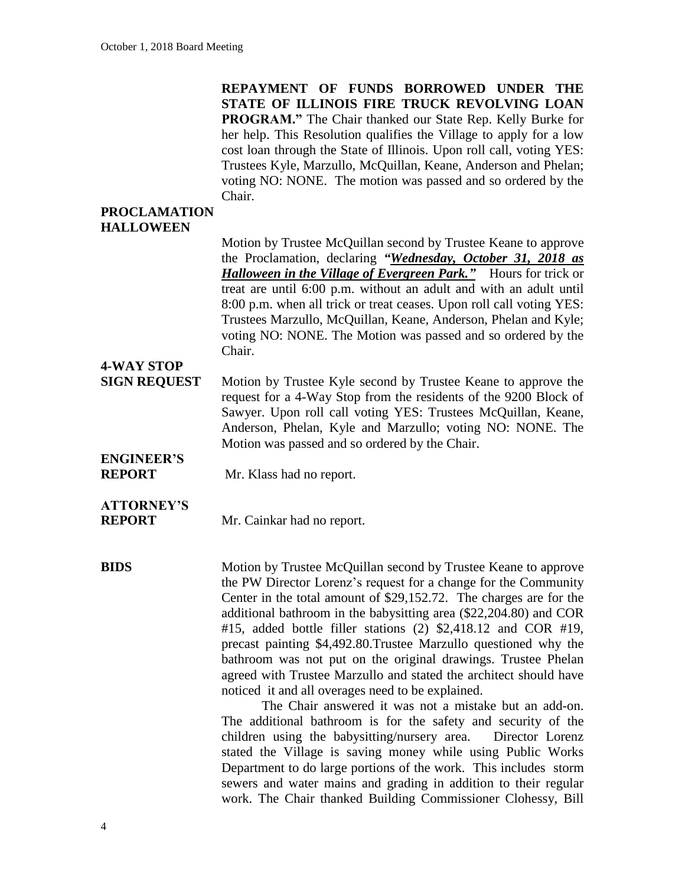**REPAYMENT OF FUNDS BORROWED UNDER THE STATE OF ILLINOIS FIRE TRUCK REVOLVING LOAN PROGRAM."** The Chair thanked our State Rep. Kelly Burke for her help. This Resolution qualifies the Village to apply for a low cost loan through the State of Illinois. Upon roll call, voting YES: Trustees Kyle, Marzullo, McQuillan, Keane, Anderson and Phelan; voting NO: NONE. The motion was passed and so ordered by the Chair.

**PROCLAMATION HALLOWEEN**

Motion by Trustee McQuillan second by Trustee Keane to approve the Proclamation, declaring ***"Wednesday, October 31, 2018 as Halloween in the Village of Evergreen Park."*** Hours for trick or treat are until 6:00 p.m. without an adult and with an adult until 8:00 p.m. when all trick or treat ceases. Upon roll call voting YES: Trustees Marzullo, McQuillan, Keane, Anderson, Phelan and Kyle; voting NO: NONE. The Motion was passed and so ordered by the Chair.

**4-WAY STOP SIGN REQUEST**

Motion by Trustee Kyle second by Trustee Keane to approve the request for a 4-Way Stop from the residents of the 9200 Block of Sawyer. Upon roll call voting YES: Trustees McQuillan, Keane, Anderson, Phelan, Kyle and Marzullo; voting NO: NONE. The Motion was passed and so ordered by the Chair.

**ENGINEER'S REPORT**

Mr. Klass had no report.

**ATTORNEY'S REPORT**

Mr. Cainkar had no report.

**BIDS**

Motion by Trustee McQuillan second by Trustee Keane to approve the PW Director Lorenz's request for a change for the Community Center in the total amount of $29,152.72. The charges are for the additional bathroom in the babysitting area ($22,204.80) and COR #15, added bottle filler stations (2) $2,418.12 and COR #19, precast painting $4,492.80.Trustee Marzullo questioned why the bathroom was not put on the original drawings. Trustee Phelan agreed with Trustee Marzullo and stated the architect should have noticed it and all overages need to be explained.

The Chair answered it was not a mistake but an add-on. The additional bathroom is for the safety and security of the children using the babysitting/nursery area. Director Lorenz stated the Village is saving money while using Public Works Department to do large portions of the work. This includes storm sewers and water mains and grading in addition to their regular work. The Chair thanked Building Commissioner Clohessy, Bill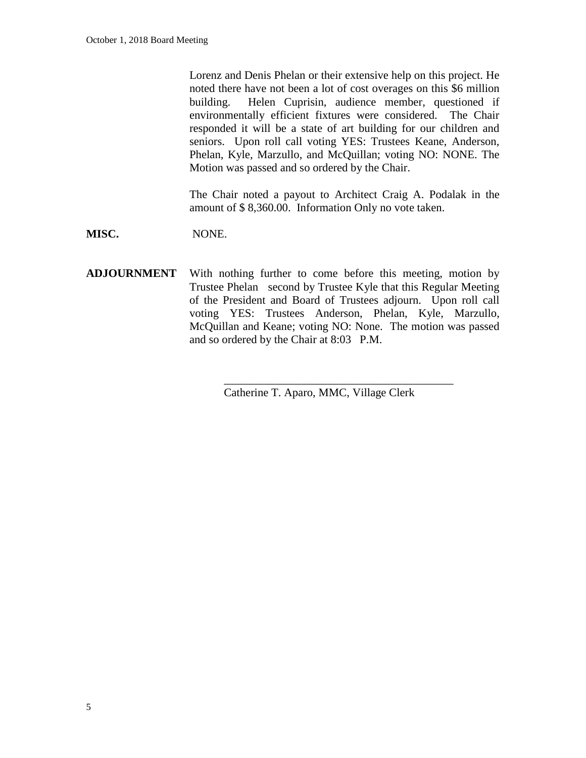Lorenz and Denis Phelan or their extensive help on this project. He noted there have not been a lot of cost overages on this $6 million building. Helen Cuprisin, audience member, questioned if environmentally efficient fixtures were considered. The Chair responded it will be a state of art building for our children and seniors. Upon roll call voting YES: Trustees Keane, Anderson, Phelan, Kyle, Marzullo, and McQuillan; voting NO: NONE. The Motion was passed and so ordered by the Chair.

The Chair noted a payout to Architect Craig A. Podalak in the amount of $ 8,360.00. Information Only no vote taken.

**MISC.** NONE.

**ADJOURNMENT** With nothing further to come before this meeting, motion by Trustee Phelan second by Trustee Kyle that this Regular Meeting of the President and Board of Trustees adjourn. Upon roll call voting YES: Trustees Anderson, Phelan, Kyle, Marzullo, McQuillan and Keane; voting NO: None. The motion was passed and so ordered by the Chair at 8:03 P.M.

\_\_\_\_\_\_\_\_\_\_\_\_\_\_\_\_\_\_\_\_\_\_\_\_\_\_\_\_\_\_\_\_\_\_\_\_\_\_\_\_

Catherine T. Aparo, MMC, Village Clerk